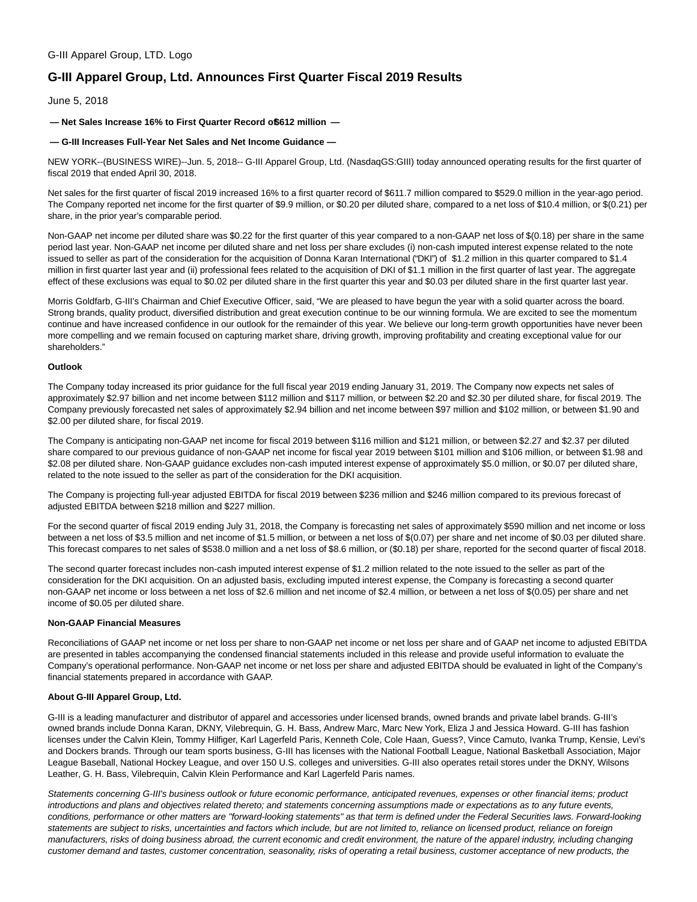G-III Apparel Group, LTD. Logo

# G-III Apparel Group, Ltd. Announces First Quarter Fiscal 2019 Results

June 5, 2018

**— Net Sales Increase 16% to First Quarter Record of $612 million —**

**— G-III Increases Full-Year Net Sales and Net Income Guidance —**

NEW YORK--(BUSINESS WIRE)--Jun. 5, 2018-- G-III Apparel Group, Ltd. (NasdaqGS:GIII) today announced operating results for the first quarter of fiscal 2019 that ended April 30, 2018.

Net sales for the first quarter of fiscal 2019 increased 16% to a first quarter record of $611.7 million compared to $529.0 million in the year-ago period. The Company reported net income for the first quarter of $9.9 million, or $0.20 per diluted share, compared to a net loss of $10.4 million, or $(0.21) per share, in the prior year's comparable period.

Non-GAAP net income per diluted share was $0.22 for the first quarter of this year compared to a non-GAAP net loss of $(0.18) per share in the same period last year. Non-GAAP net income per diluted share and net loss per share excludes (i) non-cash imputed interest expense related to the note issued to seller as part of the consideration for the acquisition of Donna Karan International ("DKI") of $1.2 million in this quarter compared to $1.4 million in first quarter last year and (ii) professional fees related to the acquisition of DKI of $1.1 million in the first quarter of last year. The aggregate effect of these exclusions was equal to $0.02 per diluted share in the first quarter this year and $0.03 per diluted share in the first quarter last year.

Morris Goldfarb, G-III's Chairman and Chief Executive Officer, said, "We are pleased to have begun the year with a solid quarter across the board. Strong brands, quality product, diversified distribution and great execution continue to be our winning formula. We are excited to see the momentum continue and have increased confidence in our outlook for the remainder of this year. We believe our long-term growth opportunities have never been more compelling and we remain focused on capturing market share, driving growth, improving profitability and creating exceptional value for our shareholders."

**Outlook**

The Company today increased its prior guidance for the full fiscal year 2019 ending January 31, 2019. The Company now expects net sales of approximately $2.97 billion and net income between $112 million and $117 million, or between $2.20 and $2.30 per diluted share, for fiscal 2019. The Company previously forecasted net sales of approximately $2.94 billion and net income between $97 million and $102 million, or between $1.90 and $2.00 per diluted share, for fiscal 2019.

The Company is anticipating non-GAAP net income for fiscal 2019 between $116 million and $121 million, or between $2.27 and $2.37 per diluted share compared to our previous guidance of non-GAAP net income for fiscal year 2019 between $101 million and $106 million, or between $1.98 and $2.08 per diluted share. Non-GAAP guidance excludes non-cash imputed interest expense of approximately $5.0 million, or $0.07 per diluted share, related to the note issued to the seller as part of the consideration for the DKI acquisition.

The Company is projecting full-year adjusted EBITDA for fiscal 2019 between $236 million and $246 million compared to its previous forecast of adjusted EBITDA between $218 million and $227 million.

For the second quarter of fiscal 2019 ending July 31, 2018, the Company is forecasting net sales of approximately $590 million and net income or loss between a net loss of $3.5 million and net income of $1.5 million, or between a net loss of $(0.07) per share and net income of $0.03 per diluted share. This forecast compares to net sales of $538.0 million and a net loss of $8.6 million, or ($0.18) per share, reported for the second quarter of fiscal 2018.

The second quarter forecast includes non-cash imputed interest expense of $1.2 million related to the note issued to the seller as part of the consideration for the DKI acquisition. On an adjusted basis, excluding imputed interest expense, the Company is forecasting a second quarter non-GAAP net income or loss between a net loss of $2.6 million and net income of $2.4 million, or between a net loss of $(0.05) per share and net income of $0.05 per diluted share.

**Non-GAAP Financial Measures**

Reconciliations of GAAP net income or net loss per share to non-GAAP net income or net loss per share and of GAAP net income to adjusted EBITDA are presented in tables accompanying the condensed financial statements included in this release and provide useful information to evaluate the Company's operational performance. Non-GAAP net income or net loss per share and adjusted EBITDA should be evaluated in light of the Company's financial statements prepared in accordance with GAAP.

**About G-III Apparel Group, Ltd.**

G-III is a leading manufacturer and distributor of apparel and accessories under licensed brands, owned brands and private label brands. G-III's owned brands include Donna Karan, DKNY, Vilebrequin, G. H. Bass, Andrew Marc, Marc New York, Eliza J and Jessica Howard. G-III has fashion licenses under the Calvin Klein, Tommy Hilfiger, Karl Lagerfeld Paris, Kenneth Cole, Cole Haan, Guess?, Vince Camuto, Ivanka Trump, Kensie, Levi's and Dockers brands. Through our team sports business, G-III has licenses with the National Football League, National Basketball Association, Major League Baseball, National Hockey League, and over 150 U.S. colleges and universities. G-III also operates retail stores under the DKNY, Wilsons Leather, G. H. Bass, Vilebrequin, Calvin Klein Performance and Karl Lagerfeld Paris names.

*Statements concerning G-III's business outlook or future economic performance, anticipated revenues, expenses or other financial items; product introductions and plans and objectives related thereto; and statements concerning assumptions made or expectations as to any future events, conditions, performance or other matters are "forward-looking statements" as that term is defined under the Federal Securities laws. Forward-looking statements are subject to risks, uncertainties and factors which include, but are not limited to, reliance on licensed product, reliance on foreign manufacturers, risks of doing business abroad, the current economic and credit environment, the nature of the apparel industry, including changing customer demand and tastes, customer concentration, seasonality, risks of operating a retail business, customer acceptance of new products, the*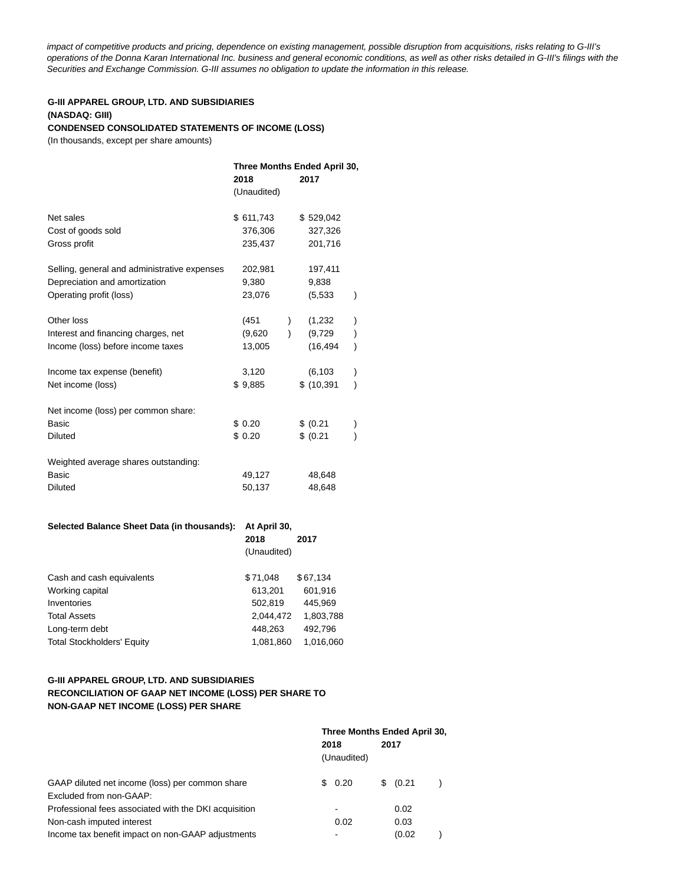*impact of competitive products and pricing, dependence on existing management, possible disruption from acquisitions, risks relating to G-III's operations of the Donna Karan International Inc. business and general economic conditions, as well as other risks detailed in G-III's filings with the Securities and Exchange Commission. G-III assumes no obligation to update the information in this release.*

**G-III APPAREL GROUP, LTD. AND SUBSIDIARIES**
**(NASDAQ: GIII)**
**CONDENSED CONSOLIDATED STATEMENTS OF INCOME (LOSS)**
(In thousands, except per share amounts)

| | Three Months Ended April 30, | |
|---|---|---|
| | 2018 | 2017 |
| | (Unaudited) | |
| Net sales | $ 611,743 | $ 529,042 |
| Cost of goods sold | 376,306 | 327,326 |
| Gross profit | 235,437 | 201,716 |
| Selling, general and administrative expenses | 202,981 | 197,411 |
| Depreciation and amortization | 9,380 | 9,838 |
| Operating profit (loss) | 23,076 | (5,533) |
| Other loss | (451) | (1,232) |
| Interest and financing charges, net | (9,620) | (9,729) |
| Income (loss) before income taxes | 13,005 | (16,494) |
| Income tax expense (benefit) | 3,120 | (6,103) |
| Net income (loss) | $ 9,885 | $ (10,391) |
| Net income (loss) per common share: | | |
| Basic | $ 0.20 | $ (0.21) |
| Diluted | $ 0.20 | $ (0.21) |
| Weighted average shares outstanding: | | |
| Basic | 49,127 | 48,648 |
| Diluted | 50,137 | 48,648 |

| Selected Balance Sheet Data (in thousands): | At April 30, | |
|---|---|---|
| | 2018 | 2017 |
| | (Unaudited) | |
| Cash and cash equivalents | $ 71,048 | $ 67,134 |
| Working capital | 613,201 | 601,916 |
| Inventories | 502,819 | 445,969 |
| Total Assets | 2,044,472 | 1,803,788 |
| Long-term debt | 448,263 | 492,796 |
| Total Stockholders' Equity | 1,081,860 | 1,016,060 |

**G-III APPAREL GROUP, LTD. AND SUBSIDIARIES**
**RECONCILIATION OF GAAP NET INCOME (LOSS) PER SHARE TO NON-GAAP NET INCOME (LOSS) PER SHARE**

| | Three Months Ended April 30, | |
|---|---|---|
| | 2018 | 2017 |
| | (Unaudited) | |
| GAAP diluted net income (loss) per common share | $ 0.20 | $ (0.21) |
| Excluded from non-GAAP: | | |
| Professional fees associated with the DKI acquisition | - | 0.02 |
| Non-cash imputed interest | 0.02 | 0.03 |
| Income tax benefit impact on non-GAAP adjustments | - | (0.02) |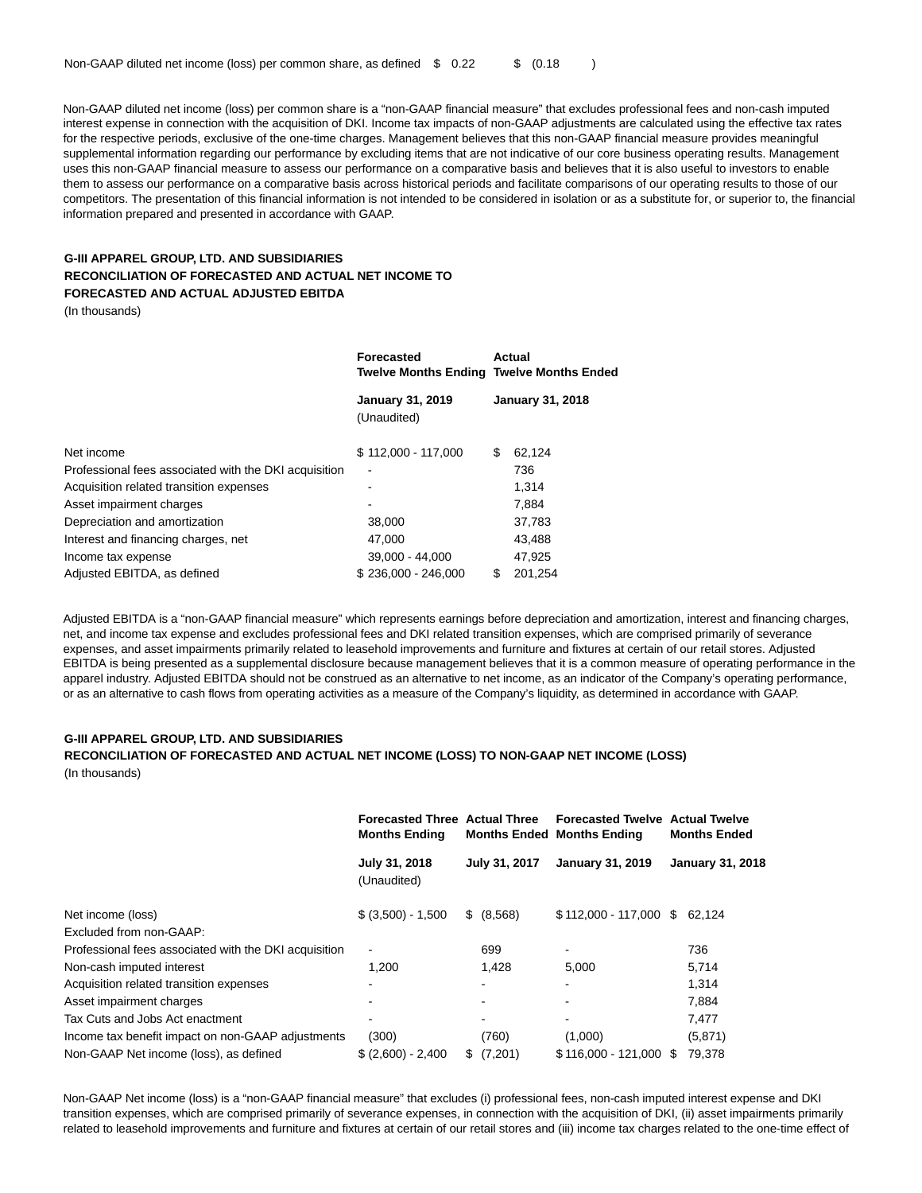| | | |
|---|---|---|
| Non-GAAP diluted net income (loss) per common share, as defined | $ 0.22 | $ (0.18 ) |

Non-GAAP diluted net income (loss) per common share is a "non-GAAP financial measure" that excludes professional fees and non-cash imputed interest expense in connection with the acquisition of DKI. Income tax impacts of non-GAAP adjustments are calculated using the effective tax rates for the respective periods, exclusive of the one-time charges. Management believes that this non-GAAP financial measure provides meaningful supplemental information regarding our performance by excluding items that are not indicative of our core business operating results. Management uses this non-GAAP financial measure to assess our performance on a comparative basis and believes that it is also useful to investors to enable them to assess our performance on a comparative basis across historical periods and facilitate comparisons of our operating results to those of our competitors. The presentation of this financial information is not intended to be considered in isolation or as a substitute for, or superior to, the financial information prepared and presented in accordance with GAAP.

**G-III APPAREL GROUP, LTD. AND SUBSIDIARIES**
**RECONCILIATION OF FORECASTED AND ACTUAL NET INCOME TO FORECASTED AND ACTUAL ADJUSTED EBITDA**
(In thousands)

| | **Forecasted Twelve Months Ending** | **Actual Twelve Months Ended** |
|---|---|---|
| | **January 31, 2019** (Unaudited) | **January 31, 2018** |
| Net income | $ 112,000 - 117,000 | $ 62,124 |
| Professional fees associated with the DKI acquisition | - | 736 |
| Acquisition related transition expenses | - | 1,314 |
| Asset impairment charges | - | 7,884 |
| Depreciation and amortization | 38,000 | 37,783 |
| Interest and financing charges, net | 47,000 | 43,488 |
| Income tax expense | 39,000 - 44,000 | 47,925 |
| Adjusted EBITDA, as defined | $ 236,000 - 246,000 | $ 201,254 |

Adjusted EBITDA is a "non-GAAP financial measure" which represents earnings before depreciation and amortization, interest and financing charges, net, and income tax expense and excludes professional fees and DKI related transition expenses, which are comprised primarily of severance expenses, and asset impairments primarily related to leasehold improvements and furniture and fixtures at certain of our retail stores. Adjusted EBITDA is being presented as a supplemental disclosure because management believes that it is a common measure of operating performance in the apparel industry. Adjusted EBITDA should not be construed as an alternative to net income, as an indicator of the Company's operating performance, or as an alternative to cash flows from operating activities as a measure of the Company's liquidity, as determined in accordance with GAAP.

**G-III APPAREL GROUP, LTD. AND SUBSIDIARIES**
**RECONCILIATION OF FORECASTED AND ACTUAL NET INCOME (LOSS) TO NON-GAAP NET INCOME (LOSS)**
(In thousands)

| | **Forecasted Three Months Ending** | **Actual Three Months Ended** | **Forecasted Twelve Months Ending** | **Actual Twelve Months Ended** |
|---|---|---|---|---|
| | **July 31, 2018** (Unaudited) | **July 31, 2017** | **January 31, 2019** | **January 31, 2018** |
| Net income (loss) | $ (3,500) - 1,500 | $ (8,568) | $ 112,000 - 117,000 | $ 62,124 |
| Excluded from non-GAAP: | | | | |
| Professional fees associated with the DKI acquisition | - | 699 | - | 736 |
| Non-cash imputed interest | 1,200 | 1,428 | 5,000 | 5,714 |
| Acquisition related transition expenses | - | - | - | 1,314 |
| Asset impairment charges | - | - | - | 7,884 |
| Tax Cuts and Jobs Act enactment | - | - | - | 7,477 |
| Income tax benefit impact on non-GAAP adjustments | (300) | (760) | (1,000) | (5,871) |
| Non-GAAP Net income (loss), as defined | $ (2,600) - 2,400 | $ (7,201) | $ 116,000 - 121,000 | $ 79,378 |

Non-GAAP Net income (loss) is a "non-GAAP financial measure" that excludes (i) professional fees, non-cash imputed interest expense and DKI transition expenses, which are comprised primarily of severance expenses, in connection with the acquisition of DKI, (ii) asset impairments primarily related to leasehold improvements and furniture and fixtures at certain of our retail stores and (iii) income tax charges related to the one-time effect of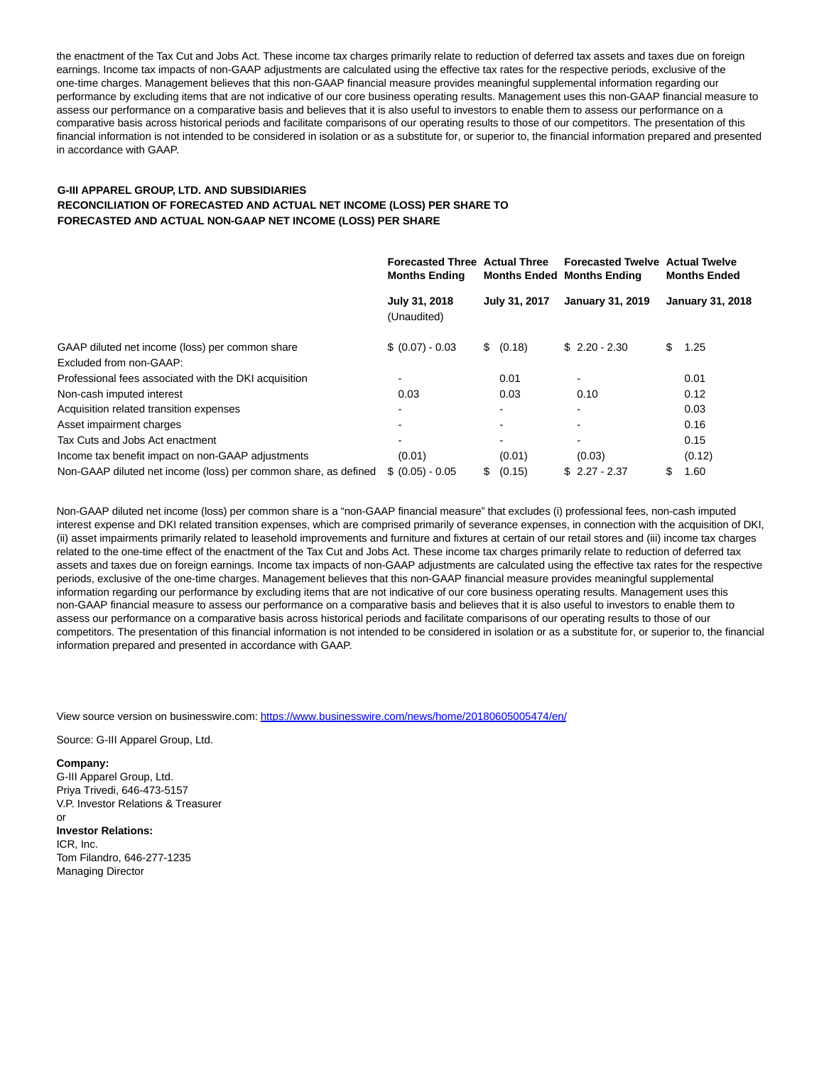the enactment of the Tax Cut and Jobs Act. These income tax charges primarily relate to reduction of deferred tax assets and taxes due on foreign earnings. Income tax impacts of non-GAAP adjustments are calculated using the effective tax rates for the respective periods, exclusive of the one-time charges. Management believes that this non-GAAP financial measure provides meaningful supplemental information regarding our performance by excluding items that are not indicative of our core business operating results. Management uses this non-GAAP financial measure to assess our performance on a comparative basis and believes that it is also useful to investors to enable them to assess our performance on a comparative basis across historical periods and facilitate comparisons of our operating results to those of our competitors. The presentation of this financial information is not intended to be considered in isolation or as a substitute for, or superior to, the financial information prepared and presented in accordance with GAAP.

**G-III APPAREL GROUP, LTD. AND SUBSIDIARIES**
**RECONCILIATION OF FORECASTED AND ACTUAL NET INCOME (LOSS) PER SHARE TO FORECASTED AND ACTUAL NON-GAAP NET INCOME (LOSS) PER SHARE**

| | Forecasted Three Months Ending | Actual Three Months Ended | Forecasted Twelve Months Ending | Actual Twelve Months Ended |
|---|---|---|---|---|
| | July 31, 2018 (Unaudited) | July 31, 2017 | January 31, 2019 | January 31, 2018 |
| GAAP diluted net income (loss) per common share | $ (0.07) - 0.03 | $ (0.18) | $ 2.20 - 2.30 | $ 1.25 |
| Excluded from non-GAAP: | | | | |
| Professional fees associated with the DKI acquisition | - | 0.01 | - | 0.01 |
| Non-cash imputed interest | 0.03 | 0.03 | 0.10 | 0.12 |
| Acquisition related transition expenses | - | - | - | 0.03 |
| Asset impairment charges | - | - | - | 0.16 |
| Tax Cuts and Jobs Act enactment | - | - | - | 0.15 |
| Income tax benefit impact on non-GAAP adjustments | (0.01) | (0.01) | (0.03) | (0.12) |
| Non-GAAP diluted net income (loss) per common share, as defined | $ (0.05) - 0.05 | $ (0.15) | $ 2.27 - 2.37 | $ 1.60 |

Non-GAAP diluted net income (loss) per common share is a "non-GAAP financial measure" that excludes (i) professional fees, non-cash imputed interest expense and DKI related transition expenses, which are comprised primarily of severance expenses, in connection with the acquisition of DKI, (ii) asset impairments primarily related to leasehold improvements and furniture and fixtures at certain of our retail stores and (iii) income tax charges related to the one-time effect of the enactment of the Tax Cut and Jobs Act. These income tax charges primarily relate to reduction of deferred tax assets and taxes due on foreign earnings. Income tax impacts of non-GAAP adjustments are calculated using the effective tax rates for the respective periods, exclusive of the one-time charges. Management believes that this non-GAAP financial measure provides meaningful supplemental information regarding our performance by excluding items that are not indicative of our core business operating results. Management uses this non-GAAP financial measure to assess our performance on a comparative basis and believes that it is also useful to investors to enable them to assess our performance on a comparative basis across historical periods and facilitate comparisons of our operating results to those of our competitors. The presentation of this financial information is not intended to be considered in isolation or as a substitute for, or superior to, the financial information prepared and presented in accordance with GAAP.

View source version on businesswire.com: https://www.businesswire.com/news/home/20180605005474/en/

Source: G-III Apparel Group, Ltd.

**Company:**
G-III Apparel Group, Ltd.
Priya Trivedi, 646-473-5157
V.P. Investor Relations & Treasurer
or
**Investor Relations:**
ICR, Inc.
Tom Filandro, 646-277-1235
Managing Director